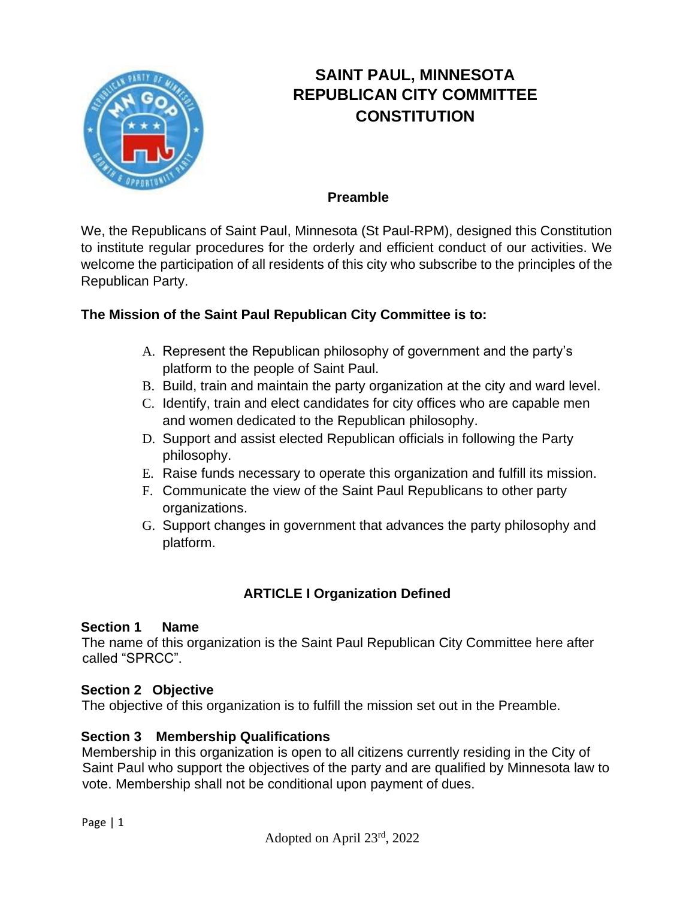# SAINT PAUL, MINNESOTA REPUBLICAN CITY COMMITTEE CONSTITUTION

## Preamble

We, the Republicans of Saint Paul, Minnesota (St Paul-RPM), designed this Constitution to institute regular procedures for the orderly and efficient conduct of our activities. We welcome the participation of all residents of this city who subscribe to the principles of the Republican Party.

**The Mission of the Saint Paul Republican City Committee is to:**

A. Represent the Republican philosophy of government and the party's platform to the people of Saint Paul.
B. Build, train and maintain the party organization at the city and ward level.
C. Identify, train and elect candidates for city offices who are capable men and women dedicated to the Republican philosophy.
D. Support and assist elected Republican officials in following the Party philosophy.
E. Raise funds necessary to operate this organization and fulfill its mission.
F. Communicate the view of the Saint Paul Republicans to other party organizations.
G. Support changes in government that advances the party philosophy and platform.

## ARTICLE I Organization Defined

### Section 1 Name

The name of this organization is the Saint Paul Republican City Committee here after called "SPRCC".

### Section 2 Objective

The objective of this organization is to fulfill the mission set out in the Preamble.

### Section 3 Membership Qualifications

Membership in this organization is open to all citizens currently residing in the City of Saint Paul who support the objectives of the party and are qualified by Minnesota law to vote. Membership shall not be conditional upon payment of dues.

Adopted on April 23rd, 2022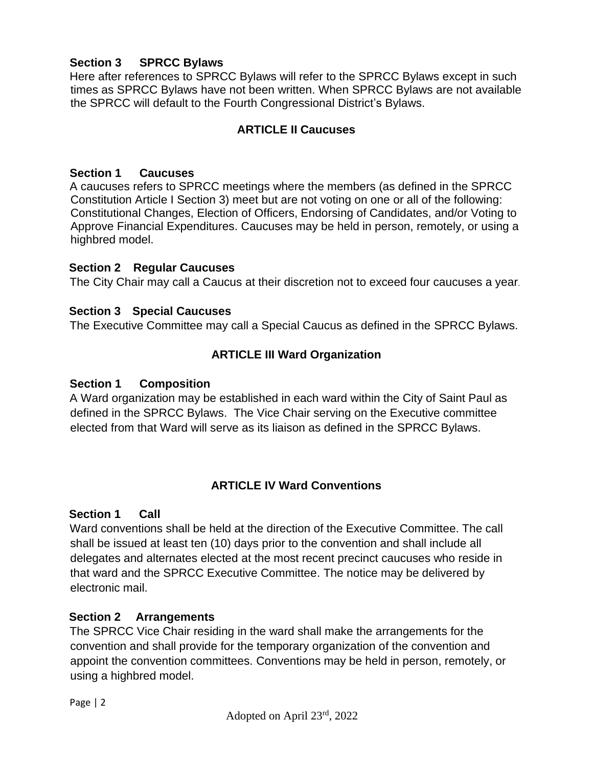**Section 3 SPRCC Bylaws**

Here after references to SPRCC Bylaws will refer to the SPRCC Bylaws except in such times as SPRCC Bylaws have not been written. When SPRCC Bylaws are not available the SPRCC will default to the Fourth Congressional District's Bylaws.

## ARTICLE II Caucuses

**Section 1 Caucuses**

A caucuses refers to SPRCC meetings where the members (as defined in the SPRCC Constitution Article I Section 3) meet but are not voting on one or all of the following: Constitutional Changes, Election of Officers, Endorsing of Candidates, and/or Voting to Approve Financial Expenditures. Caucuses may be held in person, remotely, or using a highbred model.

**Section 2 Regular Caucuses**

The City Chair may call a Caucus at their discretion not to exceed four caucuses a year.

**Section 3 Special Caucuses**

The Executive Committee may call a Special Caucus as defined in the SPRCC Bylaws.

## ARTICLE III Ward Organization

**Section 1 Composition**

A Ward organization may be established in each ward within the City of Saint Paul as defined in the SPRCC Bylaws. The Vice Chair serving on the Executive committee elected from that Ward will serve as its liaison as defined in the SPRCC Bylaws.

## ARTICLE IV Ward Conventions

**Section 1 Call**

Ward conventions shall be held at the direction of the Executive Committee. The call shall be issued at least ten (10) days prior to the convention and shall include all delegates and alternates elected at the most recent precinct caucuses who reside in that ward and the SPRCC Executive Committee. The notice may be delivered by electronic mail.

**Section 2 Arrangements**

The SPRCC Vice Chair residing in the ward shall make the arrangements for the convention and shall provide for the temporary organization of the convention and appoint the convention committees. Conventions may be held in person, remotely, or using a highbred model.

Adopted on April 23rd, 2022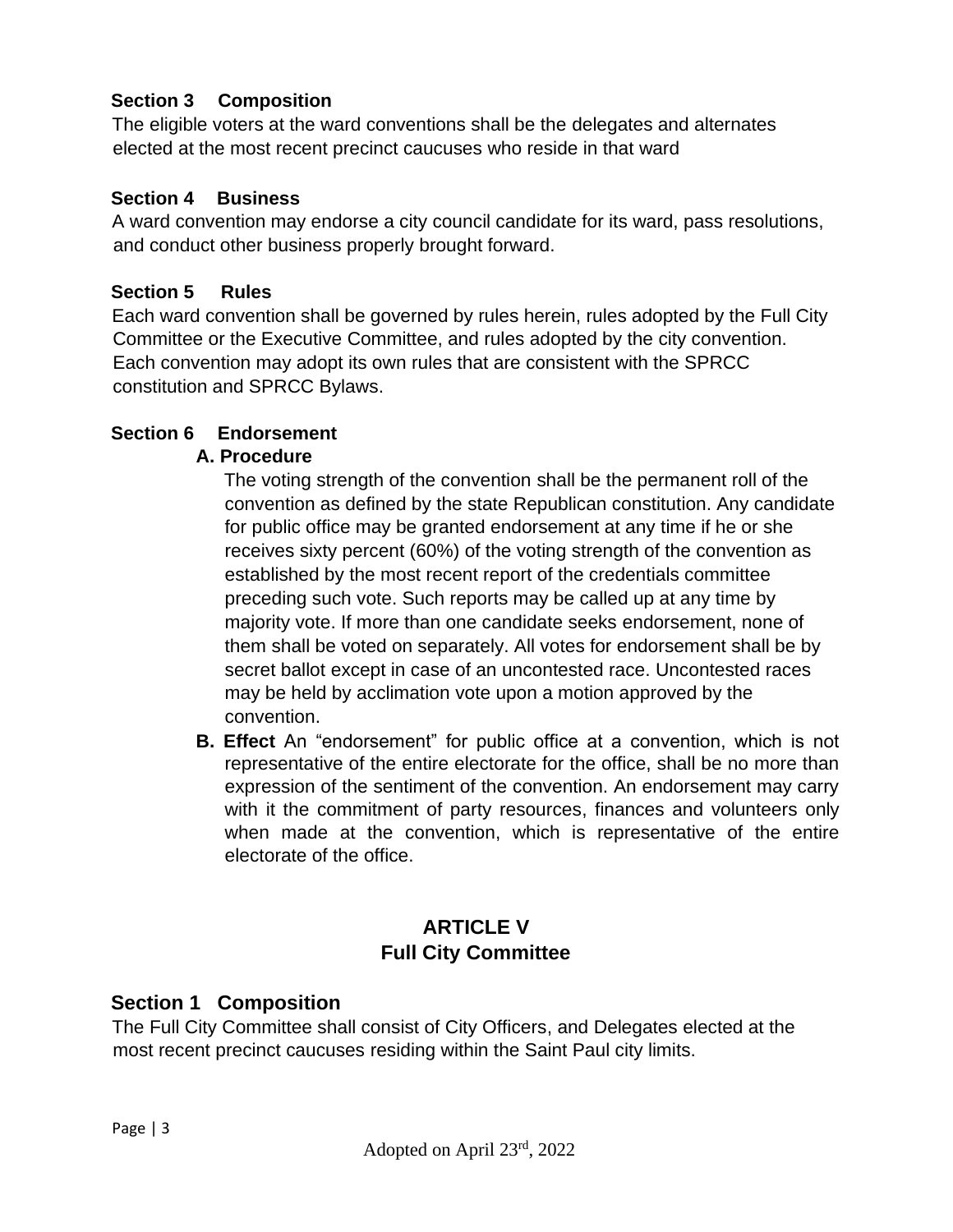**Section 3 Composition**

The eligible voters at the ward conventions shall be the delegates and alternates elected at the most recent precinct caucuses who reside in that ward

**Section 4 Business**

A ward convention may endorse a city council candidate for its ward, pass resolutions, and conduct other business properly brought forward.

**Section 5 Rules**

Each ward convention shall be governed by rules herein, rules adopted by the Full City Committee or the Executive Committee, and rules adopted by the city convention. Each convention may adopt its own rules that are consistent with the SPRCC constitution and SPRCC Bylaws.

**Section 6 Endorsement**

**A. Procedure**

The voting strength of the convention shall be the permanent roll of the convention as defined by the state Republican constitution. Any candidate for public office may be granted endorsement at any time if he or she receives sixty percent (60%) of the voting strength of the convention as established by the most recent report of the credentials committee preceding such vote. Such reports may be called up at any time by majority vote. If more than one candidate seeks endorsement, none of them shall be voted on separately. All votes for endorsement shall be by secret ballot except in case of an uncontested race. Uncontested races may be held by acclimation vote upon a motion approved by the convention.

**B. Effect** An "endorsement" for public office at a convention, which is not representative of the entire electorate for the office, shall be no more than expression of the sentiment of the convention. An endorsement may carry with it the commitment of party resources, finances and volunteers only when made at the convention, which is representative of the entire electorate of the office.

## ARTICLE V
## Full City Committee

**Section 1 Composition**

The Full City Committee shall consist of City Officers, and Delegates elected at the most recent precinct caucuses residing within the Saint Paul city limits.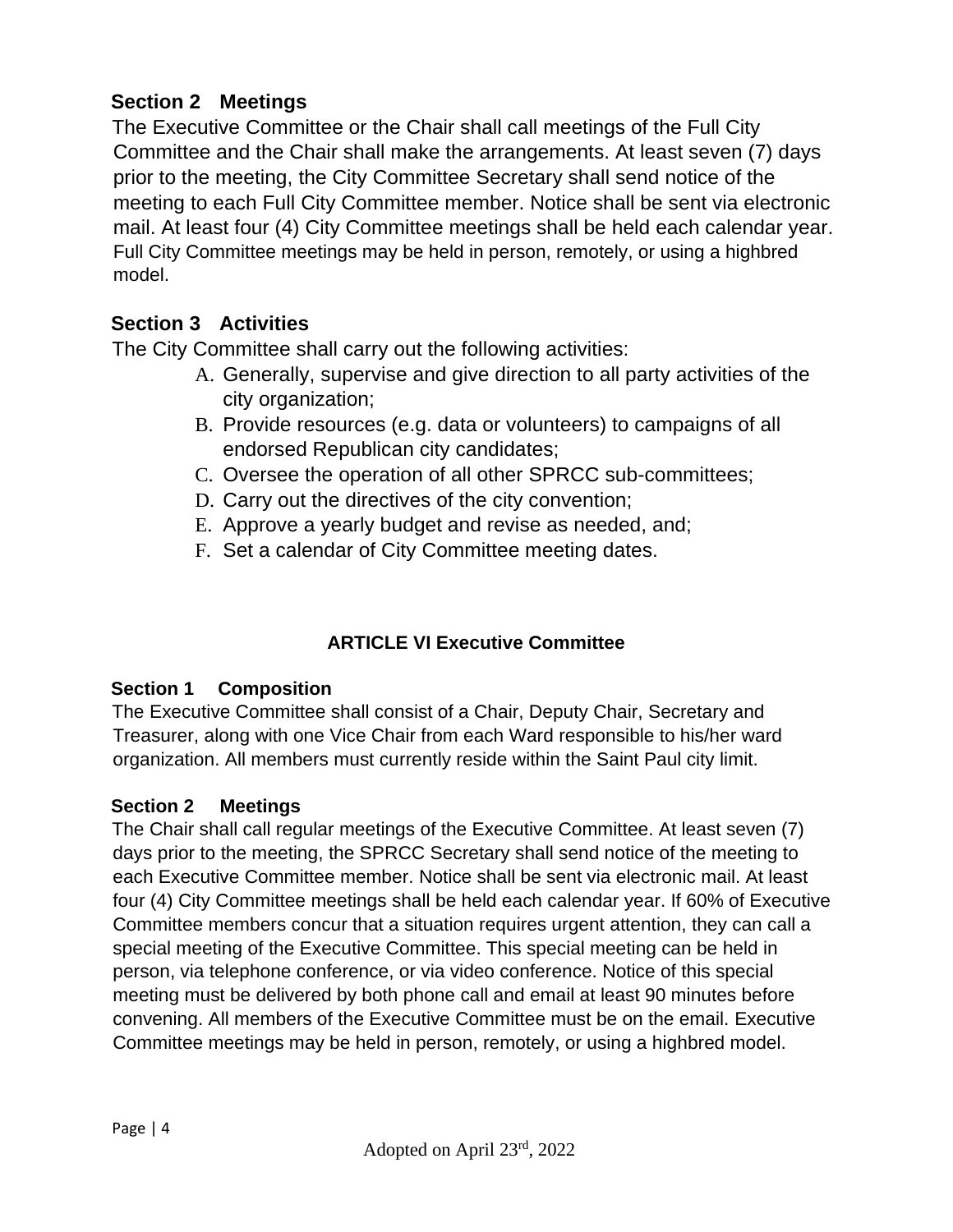### Section 2 Meetings

The Executive Committee or the Chair shall call meetings of the Full City Committee and the Chair shall make the arrangements. At least seven (7) days prior to the meeting, the City Committee Secretary shall send notice of the meeting to each Full City Committee member. Notice shall be sent via electronic mail. At least four (4) City Committee meetings shall be held each calendar year. Full City Committee meetings may be held in person, remotely, or using a highbred model.

### Section 3 Activities

The City Committee shall carry out the following activities:

A. Generally, supervise and give direction to all party activities of the city organization;
B. Provide resources (e.g. data or volunteers) to campaigns of all endorsed Republican city candidates;
C. Oversee the operation of all other SPRCC sub-committees;
D. Carry out the directives of the city convention;
E. Approve a yearly budget and revise as needed, and;
F. Set a calendar of City Committee meeting dates.

## ARTICLE VI Executive Committee

### Section 1 Composition

The Executive Committee shall consist of a Chair, Deputy Chair, Secretary and Treasurer, along with one Vice Chair from each Ward responsible to his/her ward organization. All members must currently reside within the Saint Paul city limit.

### Section 2 Meetings

The Chair shall call regular meetings of the Executive Committee. At least seven (7) days prior to the meeting, the SPRCC Secretary shall send notice of the meeting to each Executive Committee member. Notice shall be sent via electronic mail. At least four (4) City Committee meetings shall be held each calendar year. If 60% of Executive Committee members concur that a situation requires urgent attention, they can call a special meeting of the Executive Committee. This special meeting can be held in person, via telephone conference, or via video conference. Notice of this special meeting must be delivered by both phone call and email at least 90 minutes before convening. All members of the Executive Committee must be on the email. Executive Committee meetings may be held in person, remotely, or using a highbred model.

Adopted on April 23rd, 2022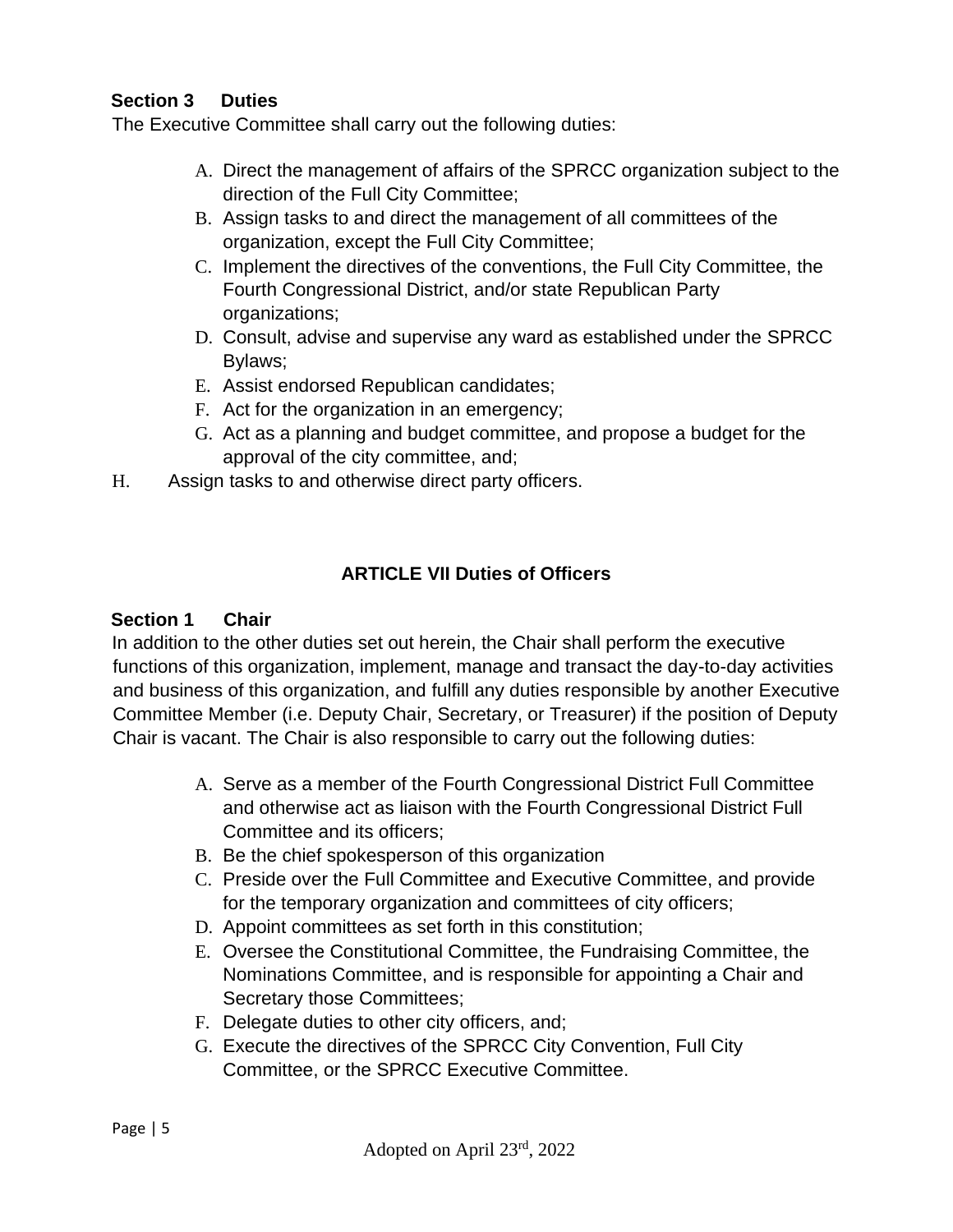**Section 3 Duties**

The Executive Committee shall carry out the following duties:

A. Direct the management of affairs of the SPRCC organization subject to the direction of the Full City Committee;
B. Assign tasks to and direct the management of all committees of the organization, except the Full City Committee;
C. Implement the directives of the conventions, the Full City Committee, the Fourth Congressional District, and/or state Republican Party organizations;
D. Consult, advise and supervise any ward as established under the SPRCC Bylaws;
E. Assist endorsed Republican candidates;
F. Act for the organization in an emergency;
G. Act as a planning and budget committee, and propose a budget for the approval of the city committee, and;
H. Assign tasks to and otherwise direct party officers.

## ARTICLE VII Duties of Officers

**Section 1 Chair**

In addition to the other duties set out herein, the Chair shall perform the executive functions of this organization, implement, manage and transact the day-to-day activities and business of this organization, and fulfill any duties responsible by another Executive Committee Member (i.e. Deputy Chair, Secretary, or Treasurer) if the position of Deputy Chair is vacant. The Chair is also responsible to carry out the following duties:

A. Serve as a member of the Fourth Congressional District Full Committee and otherwise act as liaison with the Fourth Congressional District Full Committee and its officers;
B. Be the chief spokesperson of this organization
C. Preside over the Full Committee and Executive Committee, and provide for the temporary organization and committees of city officers;
D. Appoint committees as set forth in this constitution;
E. Oversee the Constitutional Committee, the Fundraising Committee, the Nominations Committee, and is responsible for appointing a Chair and Secretary those Committees;
F. Delegate duties to other city officers, and;
G. Execute the directives of the SPRCC City Convention, Full City Committee, or the SPRCC Executive Committee.

Adopted on April 23rd, 2022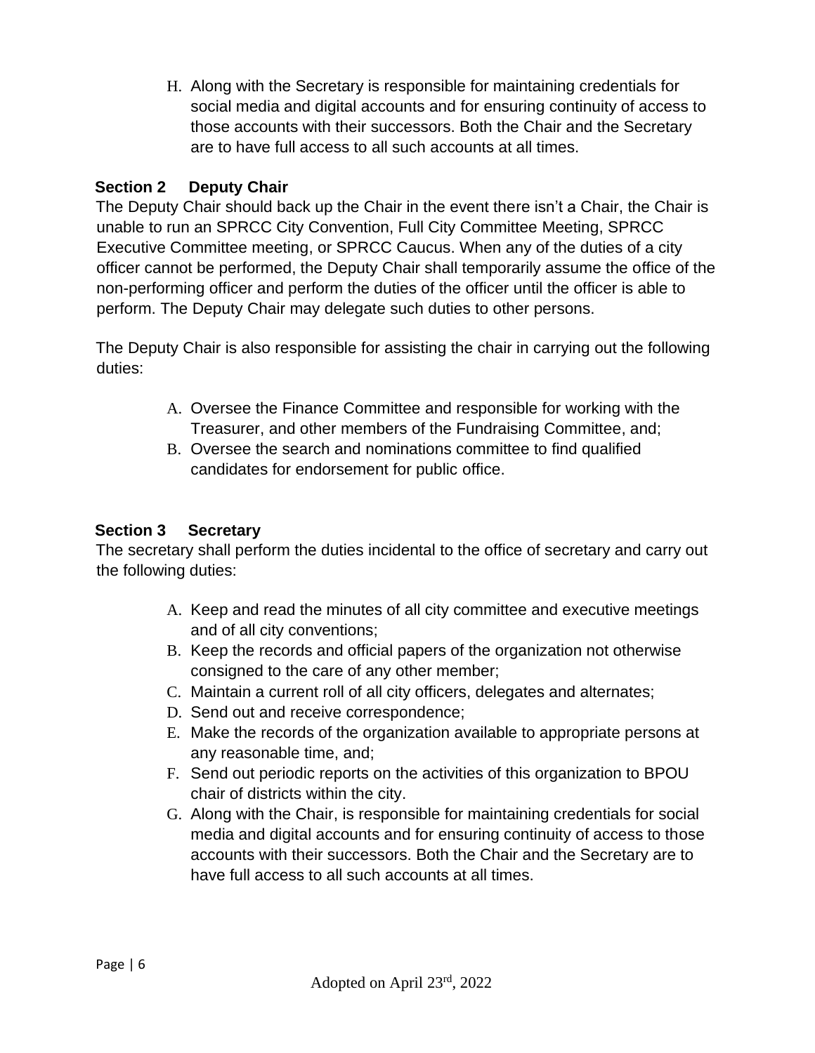H. Along with the Secretary is responsible for maintaining credentials for social media and digital accounts and for ensuring continuity of access to those accounts with their successors. Both the Chair and the Secretary are to have full access to all such accounts at all times.

**Section 2 Deputy Chair**

The Deputy Chair should back up the Chair in the event there isn't a Chair, the Chair is unable to run an SPRCC City Convention, Full City Committee Meeting, SPRCC Executive Committee meeting, or SPRCC Caucus. When any of the duties of a city officer cannot be performed, the Deputy Chair shall temporarily assume the office of the non-performing officer and perform the duties of the officer until the officer is able to perform. The Deputy Chair may delegate such duties to other persons.

The Deputy Chair is also responsible for assisting the chair in carrying out the following duties:

A. Oversee the Finance Committee and responsible for working with the Treasurer, and other members of the Fundraising Committee, and;
B. Oversee the search and nominations committee to find qualified candidates for endorsement for public office.

**Section 3 Secretary**

The secretary shall perform the duties incidental to the office of secretary and carry out the following duties:

A. Keep and read the minutes of all city committee and executive meetings and of all city conventions;
B. Keep the records and official papers of the organization not otherwise consigned to the care of any other member;
C. Maintain a current roll of all city officers, delegates and alternates;
D. Send out and receive correspondence;
E. Make the records of the organization available to appropriate persons at any reasonable time, and;
F. Send out periodic reports on the activities of this organization to BPOU chair of districts within the city.
G. Along with the Chair, is responsible for maintaining credentials for social media and digital accounts and for ensuring continuity of access to those accounts with their successors. Both the Chair and the Secretary are to have full access to all such accounts at all times.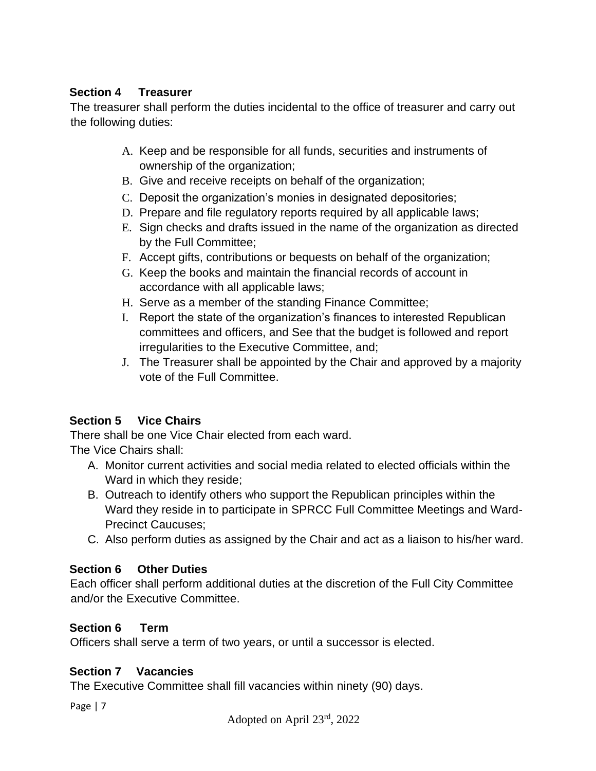## Section 4 Treasurer

The treasurer shall perform the duties incidental to the office of treasurer and carry out the following duties:

A. Keep and be responsible for all funds, securities and instruments of ownership of the organization;
B. Give and receive receipts on behalf of the organization;
C. Deposit the organization's monies in designated depositories;
D. Prepare and file regulatory reports required by all applicable laws;
E. Sign checks and drafts issued in the name of the organization as directed by the Full Committee;
F. Accept gifts, contributions or bequests on behalf of the organization;
G. Keep the books and maintain the financial records of account in accordance with all applicable laws;
H. Serve as a member of the standing Finance Committee;
I. Report the state of the organization's finances to interested Republican committees and officers, and See that the budget is followed and report irregularities to the Executive Committee, and;
J. The Treasurer shall be appointed by the Chair and approved by a majority vote of the Full Committee.

## Section 5 Vice Chairs

There shall be one Vice Chair elected from each ward.
The Vice Chairs shall:

A. Monitor current activities and social media related to elected officials within the Ward in which they reside;
B. Outreach to identify others who support the Republican principles within the Ward they reside in to participate in SPRCC Full Committee Meetings and Ward-Precinct Caucuses;
C. Also perform duties as assigned by the Chair and act as a liaison to his/her ward.

## Section 6 Other Duties

Each officer shall perform additional duties at the discretion of the Full City Committee and/or the Executive Committee.

## Section 6 Term

Officers shall serve a term of two years, or until a successor is elected.

## Section 7 Vacancies

The Executive Committee shall fill vacancies within ninety (90) days.

Adopted on April 23rd, 2022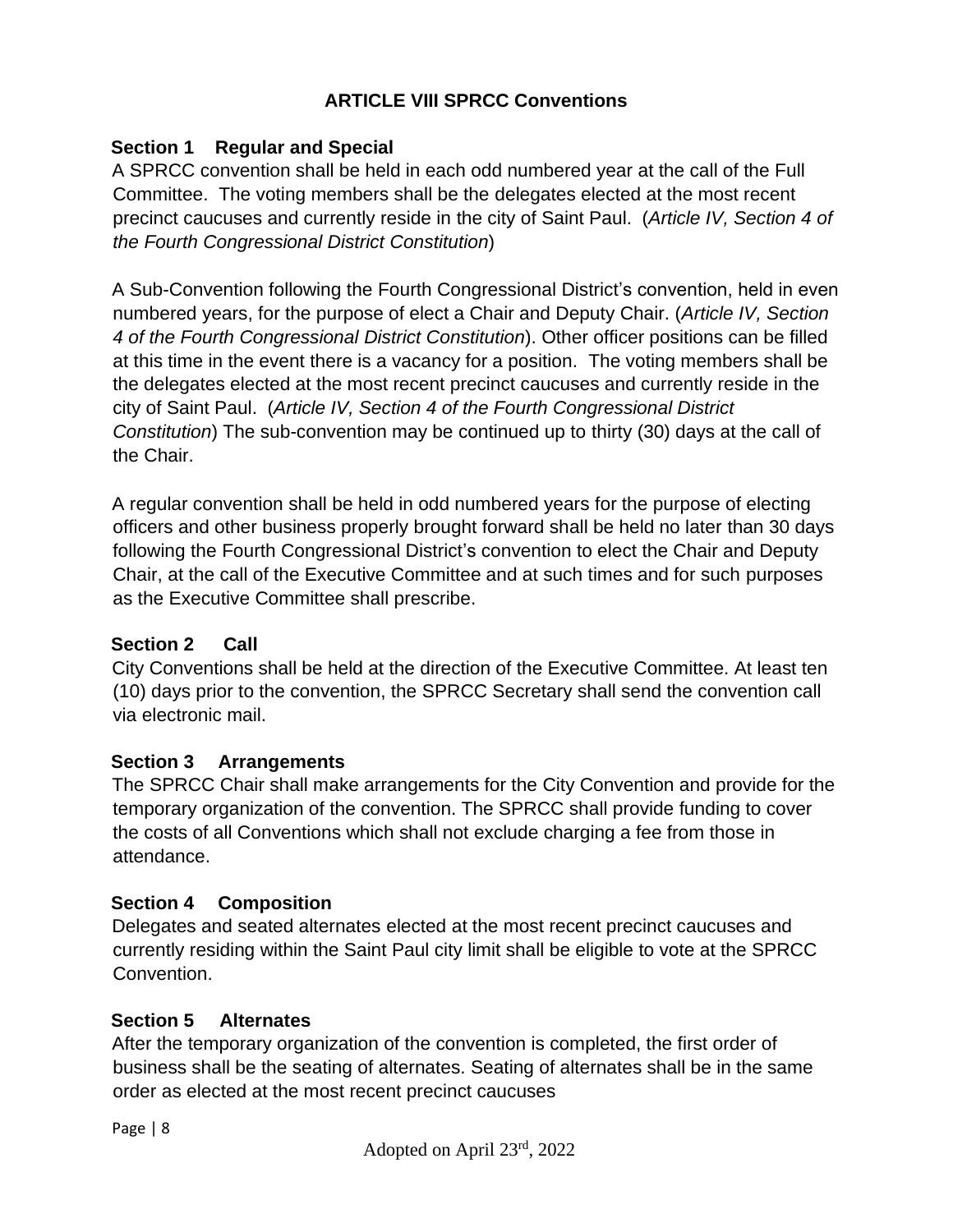## ARTICLE VIII SPRCC Conventions

### Section 1 Regular and Special

A SPRCC convention shall be held in each odd numbered year at the call of the Full Committee. The voting members shall be the delegates elected at the most recent precinct caucuses and currently reside in the city of Saint Paul. (*Article IV, Section 4 of the Fourth Congressional District Constitution*)

A Sub-Convention following the Fourth Congressional District's convention, held in even numbered years, for the purpose of elect a Chair and Deputy Chair. (*Article IV, Section 4 of the Fourth Congressional District Constitution*). Other officer positions can be filled at this time in the event there is a vacancy for a position. The voting members shall be the delegates elected at the most recent precinct caucuses and currently reside in the city of Saint Paul. (*Article IV, Section 4 of the Fourth Congressional District Constitution*) The sub-convention may be continued up to thirty (30) days at the call of the Chair.

A regular convention shall be held in odd numbered years for the purpose of electing officers and other business properly brought forward shall be held no later than 30 days following the Fourth Congressional District's convention to elect the Chair and Deputy Chair, at the call of the Executive Committee and at such times and for such purposes as the Executive Committee shall prescribe.

### Section 2 Call

City Conventions shall be held at the direction of the Executive Committee. At least ten (10) days prior to the convention, the SPRCC Secretary shall send the convention call via electronic mail.

### Section 3 Arrangements

The SPRCC Chair shall make arrangements for the City Convention and provide for the temporary organization of the convention. The SPRCC shall provide funding to cover the costs of all Conventions which shall not exclude charging a fee from those in attendance.

### Section 4 Composition

Delegates and seated alternates elected at the most recent precinct caucuses and currently residing within the Saint Paul city limit shall be eligible to vote at the SPRCC Convention.

### Section 5 Alternates

After the temporary organization of the convention is completed, the first order of business shall be the seating of alternates. Seating of alternates shall be in the same order as elected at the most recent precinct caucuses

Adopted on April 23rd, 2022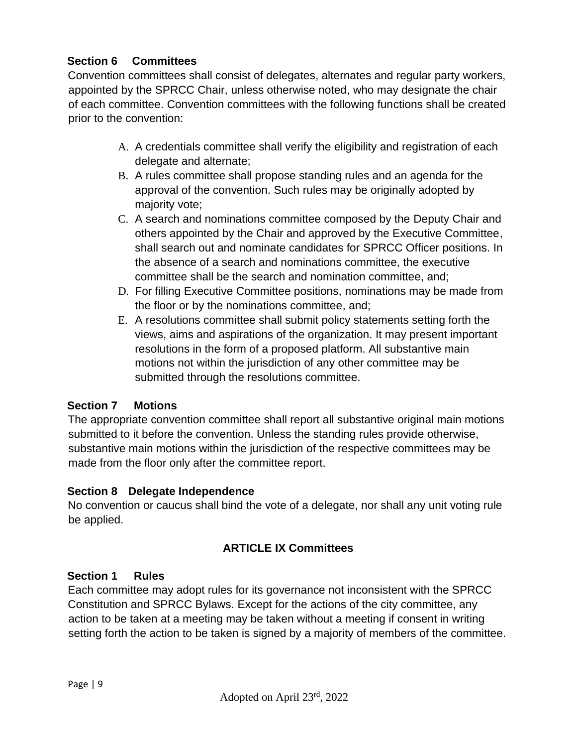**Section 6 Committees**

Convention committees shall consist of delegates, alternates and regular party workers, appointed by the SPRCC Chair, unless otherwise noted, who may designate the chair of each committee. Convention committees with the following functions shall be created prior to the convention:

A. A credentials committee shall verify the eligibility and registration of each delegate and alternate;
B. A rules committee shall propose standing rules and an agenda for the approval of the convention. Such rules may be originally adopted by majority vote;
C. A search and nominations committee composed by the Deputy Chair and others appointed by the Chair and approved by the Executive Committee, shall search out and nominate candidates for SPRCC Officer positions. In the absence of a search and nominations committee, the executive committee shall be the search and nomination committee, and;
D. For filling Executive Committee positions, nominations may be made from the floor or by the nominations committee, and;
E. A resolutions committee shall submit policy statements setting forth the views, aims and aspirations of the organization. It may present important resolutions in the form of a proposed platform. All substantive main motions not within the jurisdiction of any other committee may be submitted through the resolutions committee.

**Section 7 Motions**

The appropriate convention committee shall report all substantive original main motions submitted to it before the convention. Unless the standing rules provide otherwise, substantive main motions within the jurisdiction of the respective committees may be made from the floor only after the committee report.

**Section 8 Delegate Independence**

No convention or caucus shall bind the vote of a delegate, nor shall any unit voting rule be applied.

## ARTICLE IX Committees

**Section 1 Rules**

Each committee may adopt rules for its governance not inconsistent with the SPRCC Constitution and SPRCC Bylaws. Except for the actions of the city committee, any action to be taken at a meeting may be taken without a meeting if consent in writing setting forth the action to be taken is signed by a majority of members of the committee.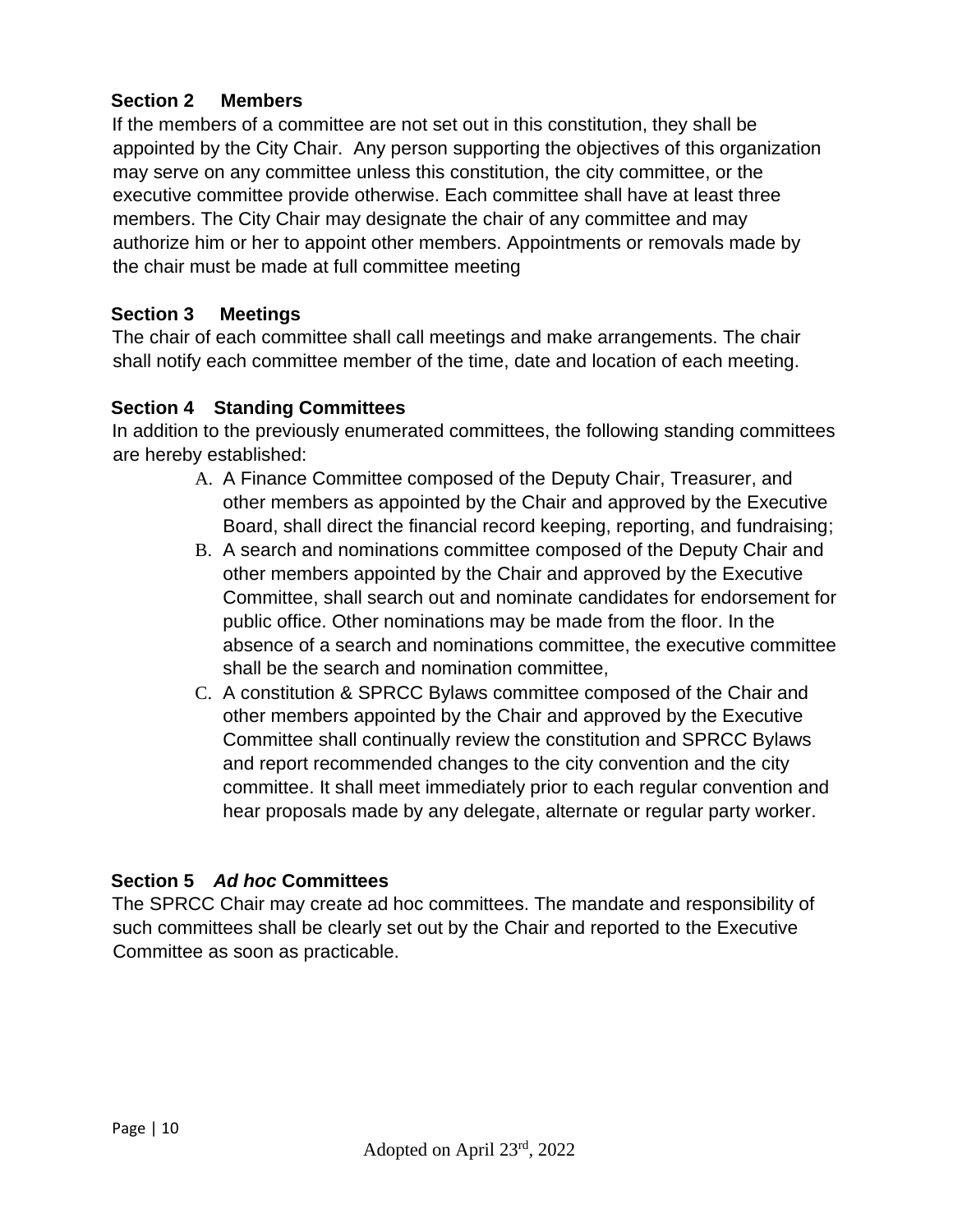### Section 2 Members

If the members of a committee are not set out in this constitution, they shall be appointed by the City Chair. Any person supporting the objectives of this organization may serve on any committee unless this constitution, the city committee, or the executive committee provide otherwise. Each committee shall have at least three members. The City Chair may designate the chair of any committee and may authorize him or her to appoint other members. Appointments or removals made by the chair must be made at full committee meeting

### Section 3 Meetings

The chair of each committee shall call meetings and make arrangements. The chair shall notify each committee member of the time, date and location of each meeting.

### Section 4 Standing Committees

In addition to the previously enumerated committees, the following standing committees are hereby established:

A. A Finance Committee composed of the Deputy Chair, Treasurer, and other members as appointed by the Chair and approved by the Executive Board, shall direct the financial record keeping, reporting, and fundraising;
B. A search and nominations committee composed of the Deputy Chair and other members appointed by the Chair and approved by the Executive Committee, shall search out and nominate candidates for endorsement for public office. Other nominations may be made from the floor. In the absence of a search and nominations committee, the executive committee shall be the search and nomination committee,
C. A constitution & SPRCC Bylaws committee composed of the Chair and other members appointed by the Chair and approved by the Executive Committee shall continually review the constitution and SPRCC Bylaws and report recommended changes to the city convention and the city committee. It shall meet immediately prior to each regular convention and hear proposals made by any delegate, alternate or regular party worker.

### Section 5 *Ad hoc* Committees

The SPRCC Chair may create ad hoc committees. The mandate and responsibility of such committees shall be clearly set out by the Chair and reported to the Executive Committee as soon as practicable.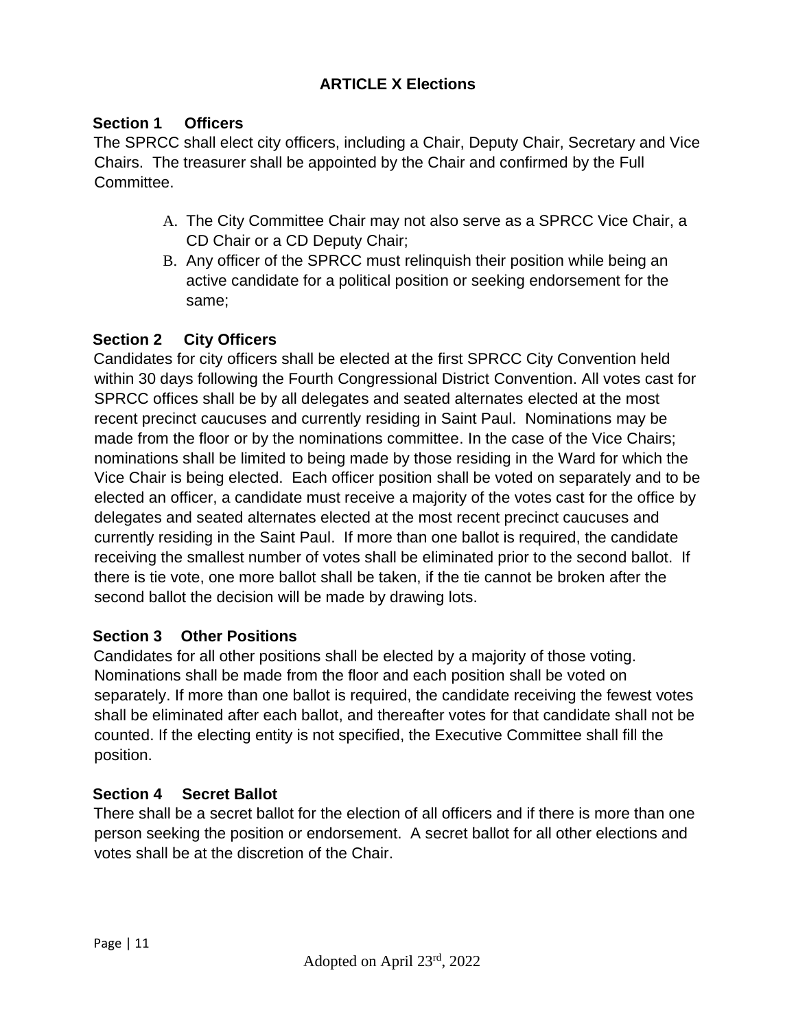## ARTICLE X Elections

**Section 1 Officers**

The SPRCC shall elect city officers, including a Chair, Deputy Chair, Secretary and Vice Chairs. The treasurer shall be appointed by the Chair and confirmed by the Full Committee.

A. The City Committee Chair may not also serve as a SPRCC Vice Chair, a CD Chair or a CD Deputy Chair;
B. Any officer of the SPRCC must relinquish their position while being an active candidate for a political position or seeking endorsement for the same;

**Section 2 City Officers**

Candidates for city officers shall be elected at the first SPRCC City Convention held within 30 days following the Fourth Congressional District Convention. All votes cast for SPRCC offices shall be by all delegates and seated alternates elected at the most recent precinct caucuses and currently residing in Saint Paul. Nominations may be made from the floor or by the nominations committee. In the case of the Vice Chairs; nominations shall be limited to being made by those residing in the Ward for which the Vice Chair is being elected. Each officer position shall be voted on separately and to be elected an officer, a candidate must receive a majority of the votes cast for the office by delegates and seated alternates elected at the most recent precinct caucuses and currently residing in the Saint Paul. If more than one ballot is required, the candidate receiving the smallest number of votes shall be eliminated prior to the second ballot. If there is tie vote, one more ballot shall be taken, if the tie cannot be broken after the second ballot the decision will be made by drawing lots.

**Section 3 Other Positions**

Candidates for all other positions shall be elected by a majority of those voting. Nominations shall be made from the floor and each position shall be voted on separately. If more than one ballot is required, the candidate receiving the fewest votes shall be eliminated after each ballot, and thereafter votes for that candidate shall not be counted. If the electing entity is not specified, the Executive Committee shall fill the position.

**Section 4 Secret Ballot**

There shall be a secret ballot for the election of all officers and if there is more than one person seeking the position or endorsement. A secret ballot for all other elections and votes shall be at the discretion of the Chair.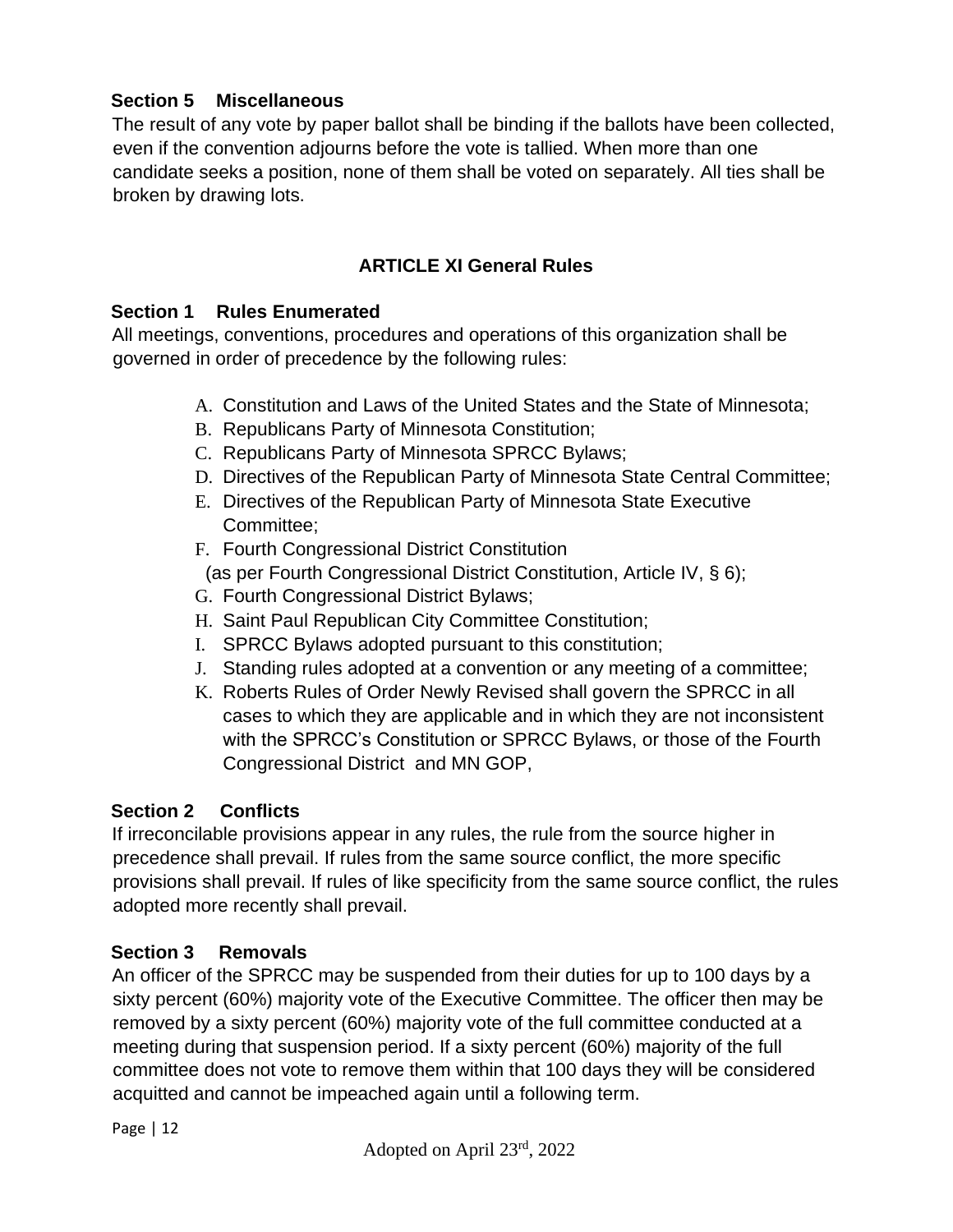### Section 5 Miscellaneous

The result of any vote by paper ballot shall be binding if the ballots have been collected, even if the convention adjourns before the vote is tallied. When more than one candidate seeks a position, none of them shall be voted on separately. All ties shall be broken by drawing lots.

## ARTICLE XI General Rules

### Section 1 Rules Enumerated

All meetings, conventions, procedures and operations of this organization shall be governed in order of precedence by the following rules:

A. Constitution and Laws of the United States and the State of Minnesota;
B. Republicans Party of Minnesota Constitution;
C. Republicans Party of Minnesota SPRCC Bylaws;
D. Directives of the Republican Party of Minnesota State Central Committee;
E. Directives of the Republican Party of Minnesota State Executive Committee;
F. Fourth Congressional District Constitution (as per Fourth Congressional District Constitution, Article IV, § 6);
G. Fourth Congressional District Bylaws;
H. Saint Paul Republican City Committee Constitution;
I. SPRCC Bylaws adopted pursuant to this constitution;
J. Standing rules adopted at a convention or any meeting of a committee;
K. Roberts Rules of Order Newly Revised shall govern the SPRCC in all cases to which they are applicable and in which they are not inconsistent with the SPRCC's Constitution or SPRCC Bylaws, or those of the Fourth Congressional District and MN GOP,

### Section 2 Conflicts

If irreconcilable provisions appear in any rules, the rule from the source higher in precedence shall prevail. If rules from the same source conflict, the more specific provisions shall prevail. If rules of like specificity from the same source conflict, the rules adopted more recently shall prevail.

### Section 3 Removals

An officer of the SPRCC may be suspended from their duties for up to 100 days by a sixty percent (60%) majority vote of the Executive Committee. The officer then may be removed by a sixty percent (60%) majority vote of the full committee conducted at a meeting during that suspension period. If a sixty percent (60%) majority of the full committee does not vote to remove them within that 100 days they will be considered acquitted and cannot be impeached again until a following term.

Adopted on April 23rd, 2022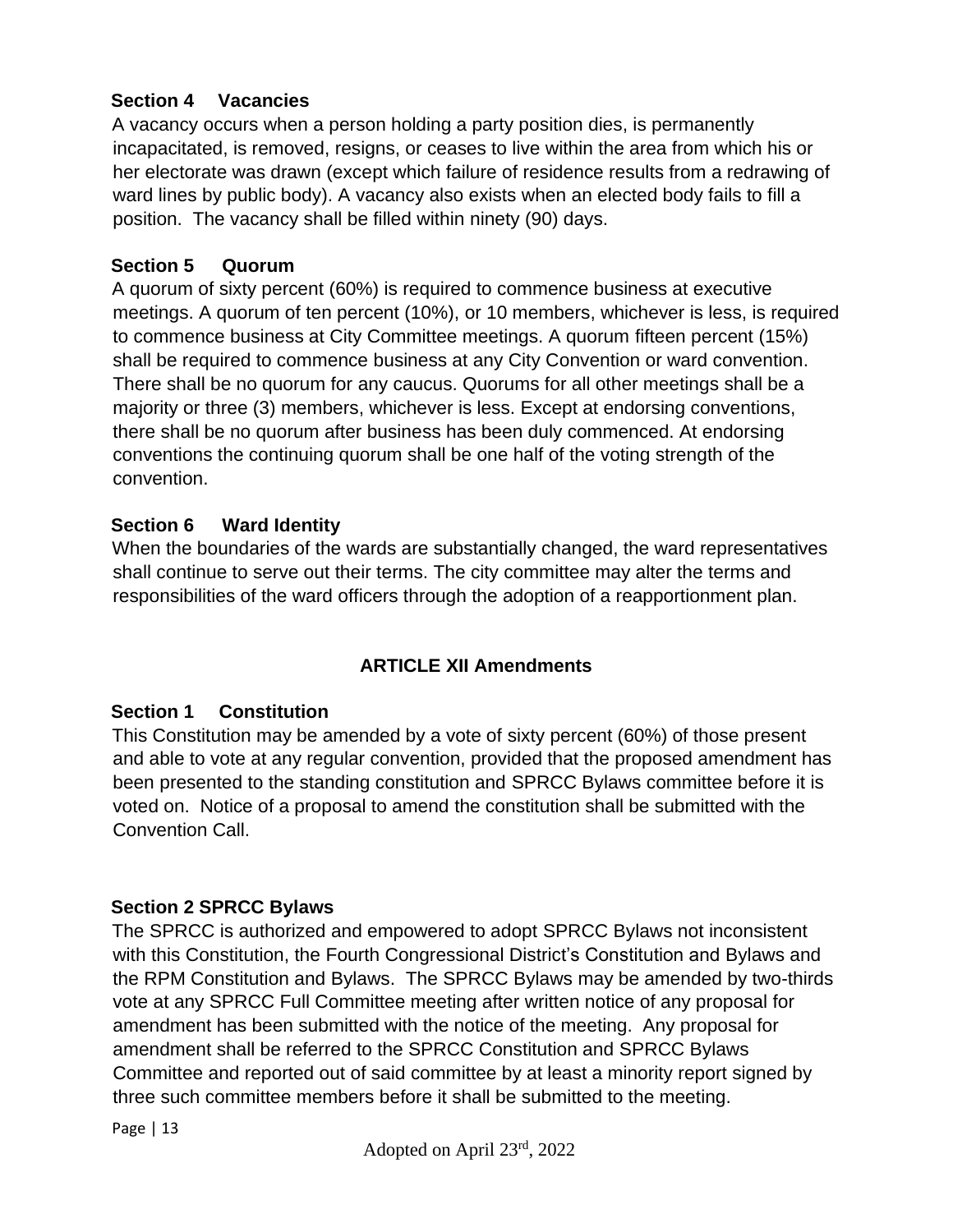### Section 4 Vacancies

A vacancy occurs when a person holding a party position dies, is permanently incapacitated, is removed, resigns, or ceases to live within the area from which his or her electorate was drawn (except which failure of residence results from a redrawing of ward lines by public body). A vacancy also exists when an elected body fails to fill a position. The vacancy shall be filled within ninety (90) days.

### Section 5 Quorum

A quorum of sixty percent (60%) is required to commence business at executive meetings. A quorum of ten percent (10%), or 10 members, whichever is less, is required to commence business at City Committee meetings. A quorum fifteen percent (15%) shall be required to commence business at any City Convention or ward convention. There shall be no quorum for any caucus. Quorums for all other meetings shall be a majority or three (3) members, whichever is less. Except at endorsing conventions, there shall be no quorum after business has been duly commenced. At endorsing conventions the continuing quorum shall be one half of the voting strength of the convention.

### Section 6 Ward Identity

When the boundaries of the wards are substantially changed, the ward representatives shall continue to serve out their terms. The city committee may alter the terms and responsibilities of the ward officers through the adoption of a reapportionment plan.

## ARTICLE XII Amendments

### Section 1 Constitution

This Constitution may be amended by a vote of sixty percent (60%) of those present and able to vote at any regular convention, provided that the proposed amendment has been presented to the standing constitution and SPRCC Bylaws committee before it is voted on. Notice of a proposal to amend the constitution shall be submitted with the Convention Call.

### Section 2 SPRCC Bylaws

The SPRCC is authorized and empowered to adopt SPRCC Bylaws not inconsistent with this Constitution, the Fourth Congressional District's Constitution and Bylaws and the RPM Constitution and Bylaws. The SPRCC Bylaws may be amended by two-thirds vote at any SPRCC Full Committee meeting after written notice of any proposal for amendment has been submitted with the notice of the meeting. Any proposal for amendment shall be referred to the SPRCC Constitution and SPRCC Bylaws Committee and reported out of said committee by at least a minority report signed by three such committee members before it shall be submitted to the meeting.

Adopted on April 23rd, 2022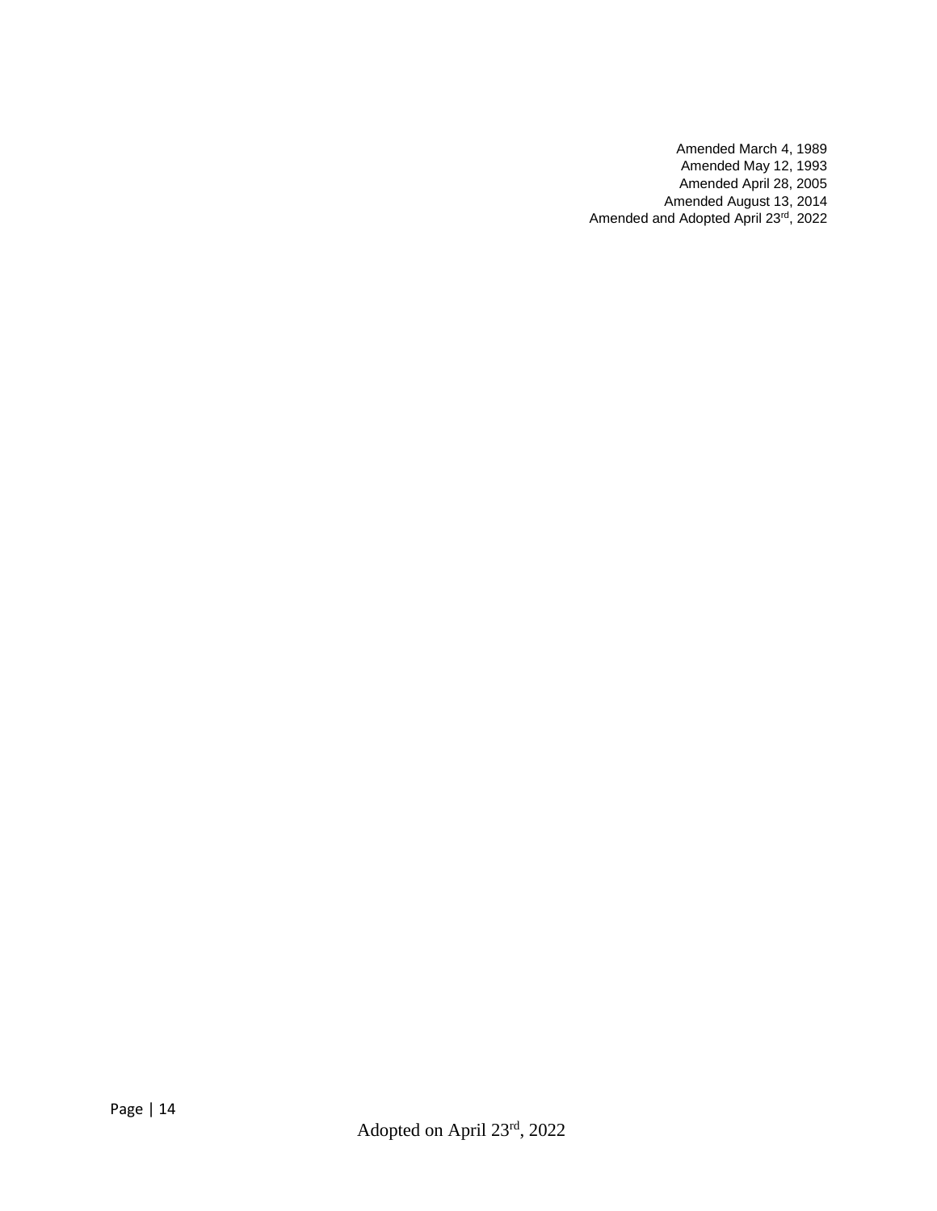Amended March 4, 1989
Amended May 12, 1993
Amended April 28, 2005
Amended August 13, 2014
Amended and Adopted April 23rd, 2022